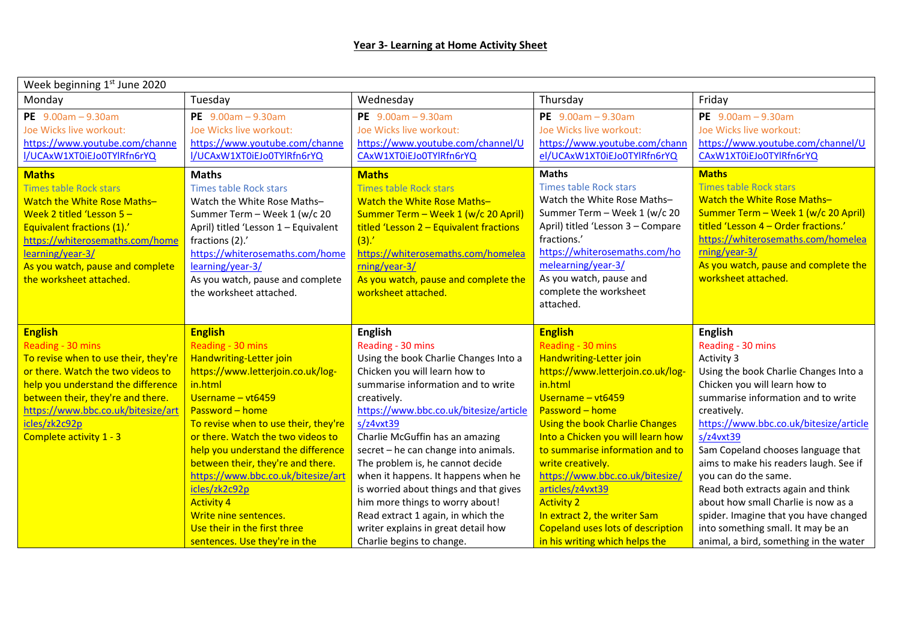**Year 3- Learning at Home Activity Sheet**

| Week beginning 1st June 2020 | | | | |
|---|---|---|---|---|
| Monday | Tuesday | Wednesday | Thursday | Friday |
| **PE** 9.00am – 9.30am<br>Joe Wicks live workout:<br>https://www.youtube.com/channel/UCAxW1XT0iEJo0TYlRfn6rYQ | **PE** 9.00am – 9.30am<br>Joe Wicks live workout:<br>https://www.youtube.com/channel/UCAxW1XT0iEJo0TYlRfn6rYQ | **PE** 9.00am – 9.30am<br>Joe Wicks live workout:<br>https://www.youtube.com/channel/UCAxW1XT0iEJo0TYlRfn6rYQ | **PE** 9.00am – 9.30am<br>Joe Wicks live workout:<br>https://www.youtube.com/channel/UCAxW1XT0iEJo0TYlRfn6rYQ | **PE** 9.00am – 9.30am<br>Joe Wicks live workout:<br>https://www.youtube.com/channel/UCAxW1XT0iEJo0TYlRfn6rYQ |
| **Maths**<br>Times table Rock stars<br>Watch the White Rose Maths– Week 2 titled 'Lesson 5 – Equivalent fractions (1).'<br>https://whiterosemaths.com/homelearning/year-3/<br>As you watch, pause and complete the worksheet attached. | **Maths**<br>Times table Rock stars<br>Watch the White Rose Maths– Summer Term – Week 1 (w/c 20 April) titled 'Lesson 1 – Equivalent fractions (2).'<br>https://whiterosemaths.com/homelearning/year-3/<br>As you watch, pause and complete the worksheet attached. | **Maths**<br>Times table Rock stars<br>Watch the White Rose Maths– Summer Term – Week 1 (w/c 20 April) titled 'Lesson 2 – Equivalent fractions (3).'<br>https://whiterosemaths.com/homelearning/year-3/<br>As you watch, pause and complete the worksheet attached. | **Maths**<br>Times table Rock stars<br>Watch the White Rose Maths– Summer Term – Week 1 (w/c 20 April) titled 'Lesson 3 – Compare fractions.'<br>https://whiterosemaths.com/homelearning/year-3/<br>As you watch, pause and complete the worksheet attached. | **Maths**<br>Times table Rock stars<br>Watch the White Rose Maths– Summer Term – Week 1 (w/c 20 April) titled 'Lesson 4 – Order fractions.'<br>https://whiterosemaths.com/homelearning/year-3/<br>As you watch, pause and complete the worksheet attached. |
| **English**<br>Reading - 30 mins<br>To revise when to use their, they're or there. Watch the two videos to help you understand the difference between their, they're and there.<br>https://www.bbc.co.uk/bitesize/articles/zk2c92p<br>Complete activity 1 - 3 | **English**<br>Reading - 30 mins<br>Handwriting-Letter join<br>https://www.letterjoin.co.uk/log-in.html<br>Username – vt6459<br>Password – home<br>To revise when to use their, they're or there. Watch the two videos to help you understand the difference between their, they're and there.<br>https://www.bbc.co.uk/bitesize/articles/zk2c92p<br>Activity 4<br>Write nine sentences.<br>Use their in the first three sentences. Use they're in the | **English**<br>Reading - 30 mins<br>Using the book Charlie Changes Into a Chicken you will learn how to summarise information and to write creatively.<br>https://www.bbc.co.uk/bitesize/articles/z4vxt39<br>Charlie McGuffin has an amazing secret – he can change into animals. The problem is, he cannot decide when it happens. It happens when he is worried about things and that gives him more things to worry about!<br>Read extract 1 again, in which the writer explains in great detail how Charlie begins to change. | **English**<br>Reading - 30 mins<br>Handwriting-Letter join<br>https://www.letterjoin.co.uk/log-in.html<br>Username – vt6459<br>Password – home<br>Using the book Charlie Changes Into a Chicken you will learn how to summarise information and to write creatively.<br>https://www.bbc.co.uk/bitesize/articles/z4vxt39<br>Activity 2<br>In extract 2, the writer Sam Copeland uses lots of description in his writing which helps the | **English**<br>Reading - 30 mins<br>Activity 3<br>Using the book Charlie Changes Into a Chicken you will learn how to summarise information and to write creatively.<br>https://www.bbc.co.uk/bitesize/articles/z4vxt39<br>Sam Copeland chooses language that aims to make his readers laugh. See if you can do the same.<br>Read both extracts again and think about how small Charlie is now as a spider. Imagine that you have changed into something small. It may be an animal, a bird, something in the water |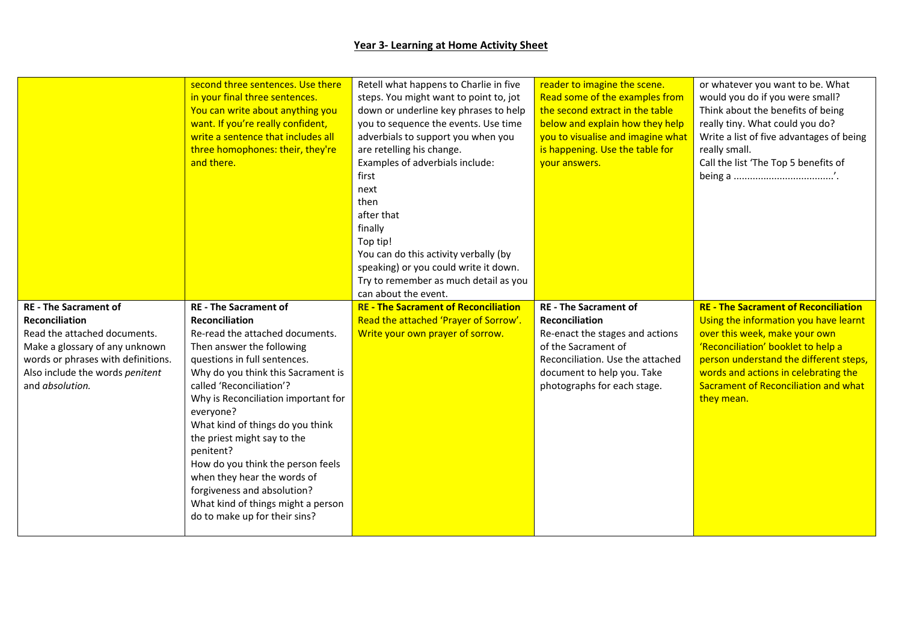## Year 3- Learning at Home Activity Sheet

| | | | | |
|---|---|---|---|---|
| | second three sentences. Use there in your final three sentences.<br>You can write about anything you want. If you're really confident, write a sentence that includes all three homophones: their, they're and there. | Retell what happens to Charlie in five steps. You might want to point to, jot down or underline key phrases to help you to sequence the events. Use time adverbials to support you when you are retelling his change.<br>Examples of adverbials include:<br>first<br>next<br>then<br>after that<br>finally<br>Top tip!<br>You can do this activity verbally (by speaking) or you could write it down. Try to remember as much detail as you can about the event. | reader to imagine the scene.<br>Read some of the examples from the second extract in the table below and explain how they help you to visualise and imagine what is happening. Use the table for your answers. | or whatever you want to be. What would you do if you were small? Think about the benefits of being really tiny. What could you do?<br>Write a list of five advantages of being really small.<br>Call the list 'The Top 5 benefits of being a ....................................'. |
| **RE - The Sacrament of Reconciliation**<br>Read the attached documents. Make a glossary of any unknown words or phrases with definitions. Also include the words *penitent* and *absolution.* | **RE - The Sacrament of Reconciliation**<br>Re-read the attached documents. Then answer the following questions in full sentences.<br>Why do you think this Sacrament is called 'Reconciliation'?<br>Why is Reconciliation important for everyone?<br>What kind of things do you think the priest might say to the penitent?<br>How do you think the person feels when they hear the words of forgiveness and absolution?<br>What kind of things might a person do to make up for their sins? | **RE - The Sacrament of Reconciliation**<br>Read the attached 'Prayer of Sorrow'.<br>Write your own prayer of sorrow. | **RE - The Sacrament of Reconciliation**<br>Re-enact the stages and actions of the Sacrament of Reconciliation. Use the attached document to help you. Take photographs for each stage. | **RE - The Sacrament of Reconciliation**<br>Using the information you have learnt over this week, make your own 'Reconciliation' booklet to help a person understand the different steps, words and actions in celebrating the Sacrament of Reconciliation and what they mean. |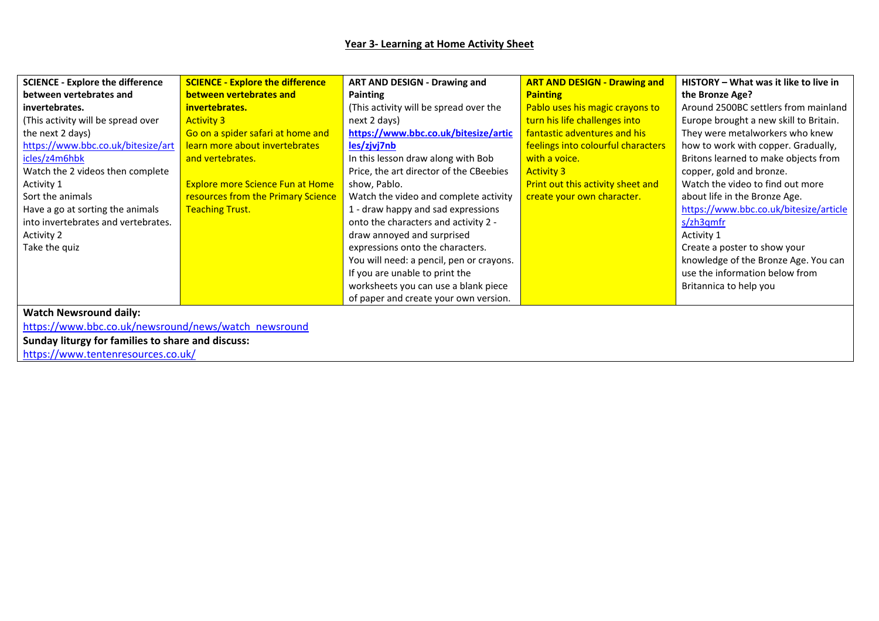# Year 3- Learning at Home Activity Sheet

| | | | | |
|---|---|---|---|---|
| **SCIENCE - Explore the difference between vertebrates and invertebrates.** (This activity will be spread over the next 2 days) https://www.bbc.co.uk/bitesize/articles/z4m6hbk Watch the 2 videos then complete Activity 1 Sort the animals Have a go at sorting the animals into invertebrates and vertebrates. Activity 2 Take the quiz | **SCIENCE - Explore the difference between vertebrates and invertebrates.** Activity 3 Go on a spider safari at home and learn more about invertebrates and vertebrates. Explore more Science Fun at Home resources from the Primary Science Teaching Trust. | **ART AND DESIGN - Drawing and Painting** (This activity will be spread over the next 2 days) **https://www.bbc.co.uk/bitesize/articles/zjvj7nb** In this lesson draw along with Bob Price, the art director of the CBeebies show, Pablo. Watch the video and complete activity 1 - draw happy and sad expressions onto the characters and activity 2 - draw annoyed and surprised expressions onto the characters. You will need: a pencil, pen or crayons. If you are unable to print the worksheets you can use a blank piece of paper and create your own version. | **ART AND DESIGN - Drawing and Painting** Pablo uses his magic crayons to turn his life challenges into fantastic adventures and his feelings into colourful characters with a voice. Activity 3 Print out this activity sheet and create your own character. | **HISTORY – What was it like to live in the Bronze Age?** Around 2500BC settlers from mainland Europe brought a new skill to Britain. They were metalworkers who knew how to work with copper. Gradually, Britons learned to make objects from copper, gold and bronze. Watch the video to find out more about life in the Bronze Age. https://www.bbc.co.uk/bitesize/articles/zh3qmfr Activity 1 Create a poster to show your knowledge of the Bronze Age. You can use the information below from Britannica to help you |

**Watch Newsround daily:**

https://www.bbc.co.uk/newsround/news/watch_newsround

**Sunday liturgy for families to share and discuss:**

https://www.tentenresources.co.uk/